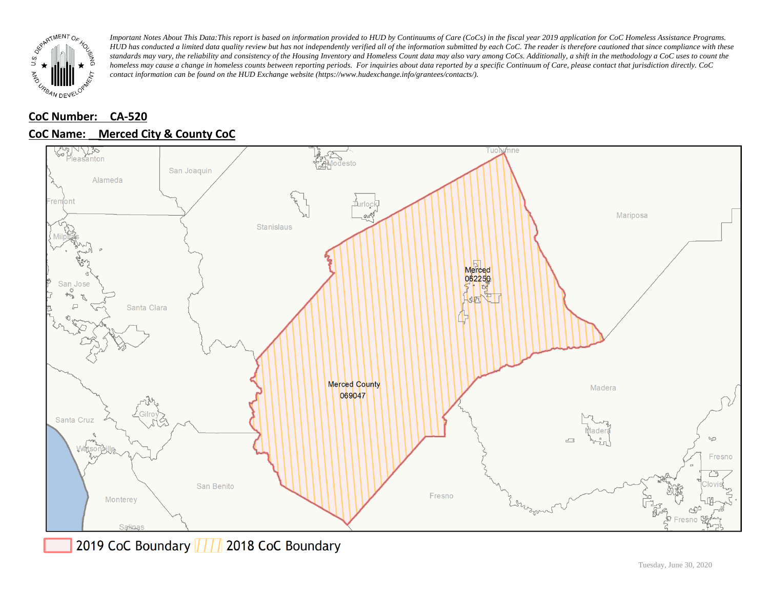*Important Notes About This Data:This report is based on information provided to HUD by Continuums of Care (CoCs) in the fiscal year 2019 application for CoC Homeless Assistance Programs. HUD has conducted a limited data quality review but has not independently verified all of the information submitted by each CoC. The reader is therefore cautioned that since compliance with these standards may vary, the reliability and consistency of the Housing Inventory and Homeless Count data may also vary among CoCs. Additionally, a shift in the methodology a CoC uses to count the homeless may cause a change in homeless counts between reporting periods. For inquiries about data reported by a specific Continuum of Care, please contact that jurisdiction directly. CoC contact information can be found on the HUD Exchange website (https://www.hudexchange.info/grantees/contacts/).*

**CoC Number: CA-520**

**CoC Name: Merced City & County CoC**

Pleasanton, San Joaquin, Modesto, Tuolumne, Alameda, Fremont, Turlock, Mariposa, Stanislaus, Milpitas, Merced 062250, San Jose, Santa Clara, Merced County 069047, Madera, Gilroy, Santa Cruz, Madera, Watsonville, Fresno, Clovis, San Benito, Fresno, Monterey, Fresno, Salinas

2019 CoC Boundary | 2018 CoC Boundary

Tuesday, June 30, 2020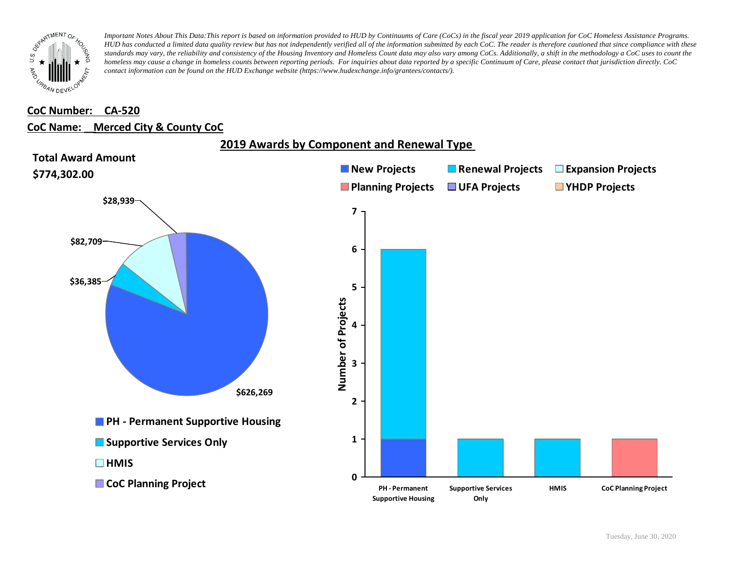*Important Notes About This Data:This report is based on information provided to HUD by Continuums of Care (CoCs) in the fiscal year 2019 application for CoC Homeless Assistance Programs. HUD has conducted a limited data quality review but has not independently verified all of the information submitted by each CoC. The reader is therefore cautioned that since compliance with these standards may vary, the reliability and consistency of the Housing Inventory and Homeless Count data may also vary among CoCs. Additionally, a shift in the methodology a CoC uses to count the homeless may cause a change in homeless counts between reporting periods. For inquiries about data reported by a specific Continuum of Care, please contact that jurisdiction directly. CoC contact information can be found on the HUD Exchange website (https://www.hudexchange.info/grantees/contacts/).*

**CoC Number: CA-520**

**CoC Name: Merced City & County CoC**

## 2019 Awards by Component and Renewal Type

**Total Award Amount**

**$774,302.00**

| Component | Award Amount |
|---|---|
| PH - Permanent Supportive Housing | $626,269 |
| Supportive Services Only | $36,385 |
| HMIS | $82,709 |
| CoC Planning Project | $28,939 |

| Component | New Projects | Renewal Projects | Expansion Projects | Planning Projects | UFA Projects | YHDP Projects |
|---|---|---|---|---|---|---|
| PH - Permanent Supportive Housing | 1 | 5 | | | | |
| Supportive Services Only | | 1 | | | | |
| HMIS | | 1 | | | | |
| CoC Planning Project | | | | 1 | | |

Tuesday, June 30, 2020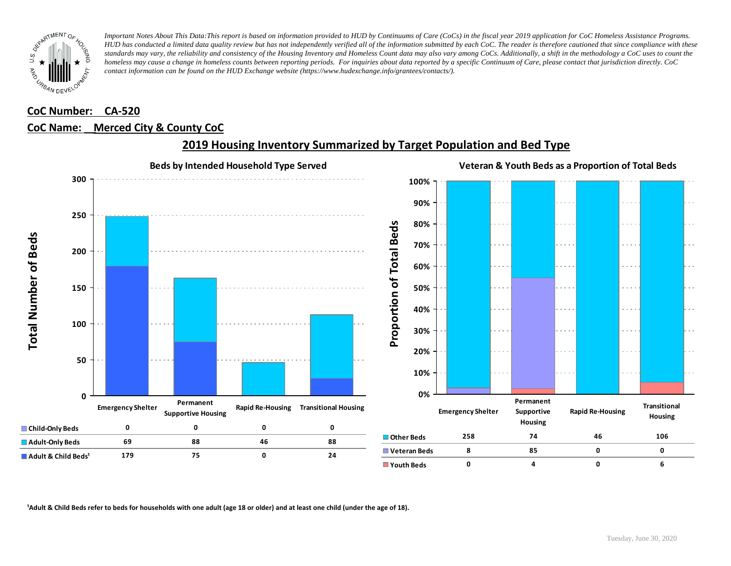*Important Notes About This Data:This report is based on information provided to HUD by Continuums of Care (CoCs) in the fiscal year 2019 application for CoC Homeless Assistance Programs. HUD has conducted a limited data quality review but has not independently verified all of the information submitted by each CoC. The reader is therefore cautioned that since compliance with these standards may vary, the reliability and consistency of the Housing Inventory and Homeless Count data may also vary among CoCs. Additionally, a shift in the methodology a CoC uses to count the homeless may cause a change in homeless counts between reporting periods. For inquiries about data reported by a specific Continuum of Care, please contact that jurisdiction directly. CoC contact information can be found on the HUD Exchange website (https://www.hudexchange.info/grantees/contacts/).*

**CoC Number: CA-520**

**CoC Name: Merced City & County CoC**

## 2019 Housing Inventory Summarized by Target Population and Bed Type

### Beds by Intended Household Type Served

| | Emergency Shelter | Permanent Supportive Housing | Rapid Re-Housing | Transitional Housing |
|---|---|---|---|---|
| Child-Only Beds | 0 | 0 | 0 | 0 |
| Adult-Only Beds | 69 | 88 | 46 | 88 |
| Adult & Child Beds[1] | 179 | 75 | 0 | 24 |

### Veteran & Youth Beds as a Proportion of Total Beds

| | Emergency Shelter | Permanent Supportive Housing | Rapid Re-Housing | Transitional Housing |
|---|---|---|---|---|
| Other Beds | 258 | 74 | 46 | 106 |
| Veteran Beds | 8 | 85 | 0 | 0 |
| Youth Beds | 0 | 4 | 0 | 6 |

[1]Adult & Child Beds refer to beds for households with one adult (age 18 or older) and at least one child (under the age of 18).

Tuesday, June 30, 2020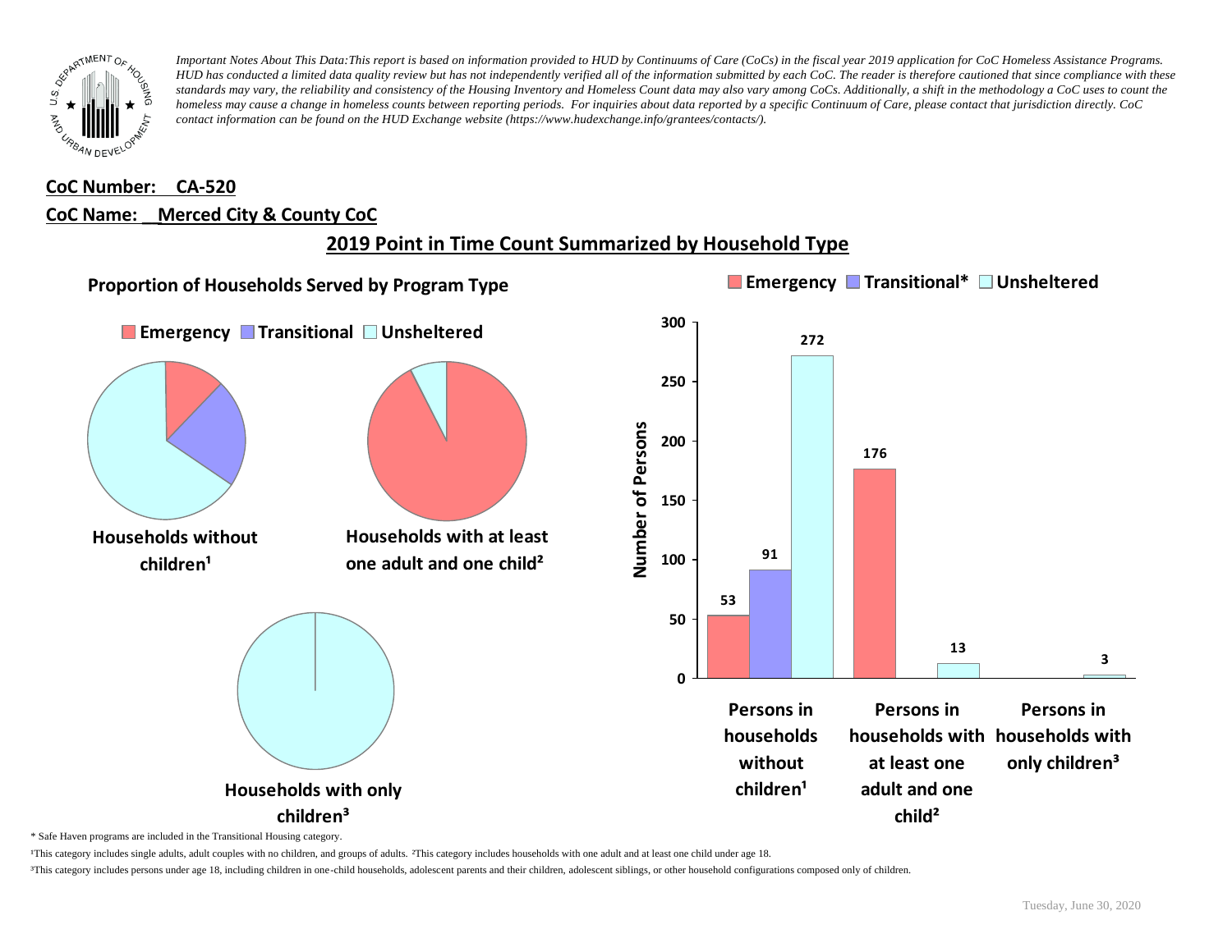*Important Notes About This Data: This report is based on information provided to HUD by Continuums of Care (CoCs) in the fiscal year 2019 application for CoC Homeless Assistance Programs. HUD has conducted a limited data quality review but has not independently verified all of the information submitted by each CoC. The reader is therefore cautioned that since compliance with these standards may vary, the reliability and consistency of the Housing Inventory and Homeless Count data may also vary among CoCs. Additionally, a shift in the methodology a CoC uses to count the homeless may cause a change in homeless counts between reporting periods. For inquiries about data reported by a specific Continuum of Care, please contact that jurisdiction directly. CoC contact information can be found on the HUD Exchange website (https://www.hudexchange.info/grantees/contacts/).*

**CoC Number: CA-520**

**CoC Name: Merced City & County CoC**

## 2019 Point in Time Count Summarized by Household Type

### Proportion of Households Served by Program Type

Emergency | Transitional | Unsheltered

Households without children¹

Households with at least one adult and one child²

Households with only children³

| | Emergency | Transitional* | Unsheltered |
|---|---|---|---|
| Persons in households without children¹ | 53 | 91 | 272 |
| Persons in households with at least one adult and one child² | 176 | | 13 |
| Persons in households with only children³ | | | 3 |

\* Safe Haven programs are included in the Transitional Housing category.

¹This category includes single adults, adult couples with no children, and groups of adults. ²This category includes households with one adult and at least one child under age 18.

³This category includes persons under age 18, including children in one-child households, adolescent parents and their children, adolescent siblings, or other household configurations composed only of children.

Tuesday, June 30, 2020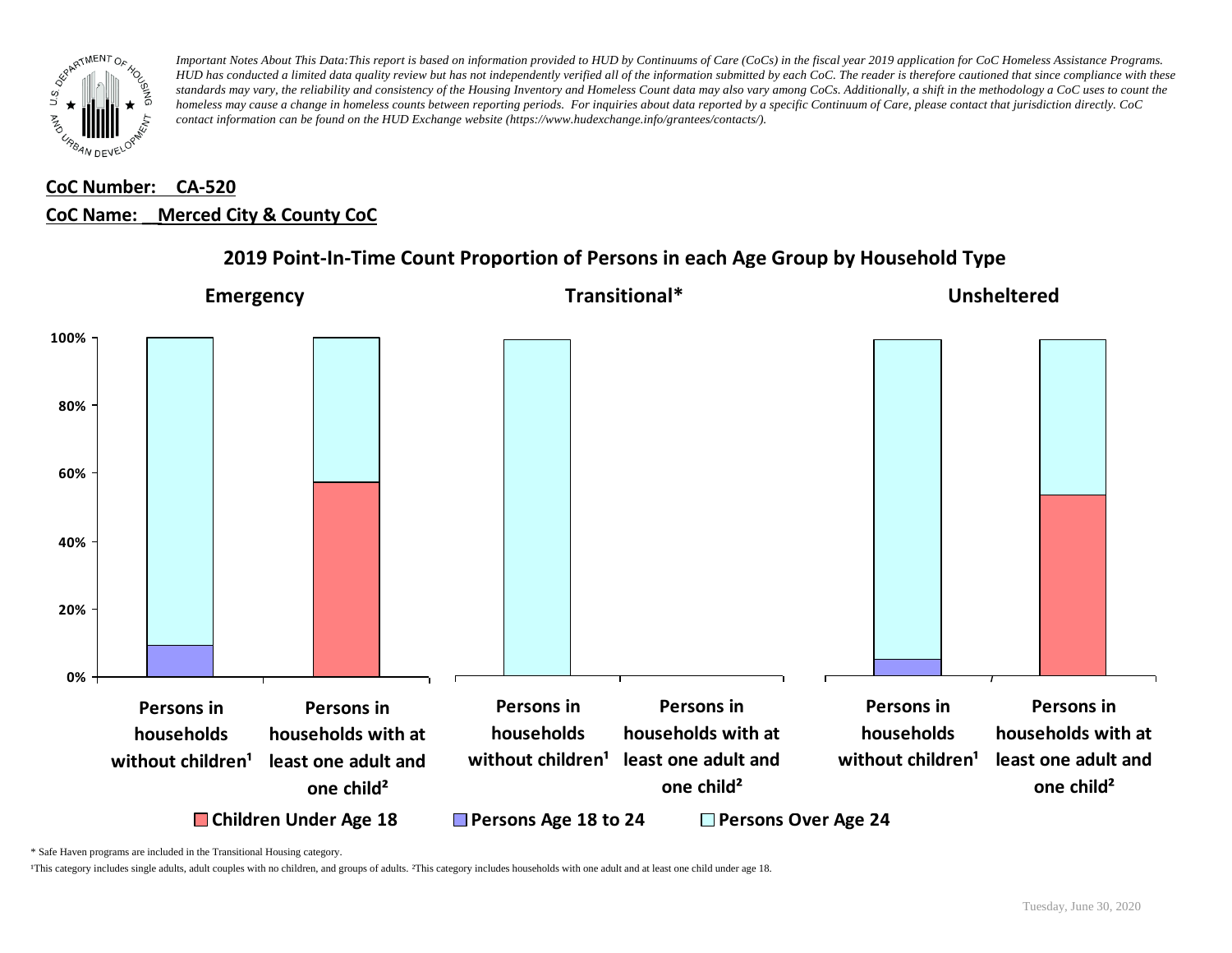*Important Notes About This Data:This report is based on information provided to HUD by Continuums of Care (CoCs) in the fiscal year 2019 application for CoC Homeless Assistance Programs. HUD has conducted a limited data quality review but has not independently verified all of the information submitted by each CoC. The reader is therefore cautioned that since compliance with these standards may vary, the reliability and consistency of the Housing Inventory and Homeless Count data may also vary among CoCs. Additionally, a shift in the methodology a CoC uses to count the homeless may cause a change in homeless counts between reporting periods. For inquiries about data reported by a specific Continuum of Care, please contact that jurisdiction directly. CoC contact information can be found on the HUD Exchange website (https://www.hudexchange.info/grantees/contacts/).*

**CoC Number: CA-520**

**CoC Name: Merced City & County CoC**

## 2019 Point-In-Time Count Proportion of Persons in each Age Group by Household Type

### Emergency

### Transitional*

### Unsheltered

100%
80%
60%
40%
20%
0%

Persons in households without children¹ | Persons in households with at least one adult and one child²

Children Under Age 18 | Persons Age 18 to 24 | Persons Over Age 24

\* Safe Haven programs are included in the Transitional Housing category.

¹This category includes single adults, adult couples with no children, and groups of adults. ²This category includes households with one adult and at least one child under age 18.

Tuesday, June 30, 2020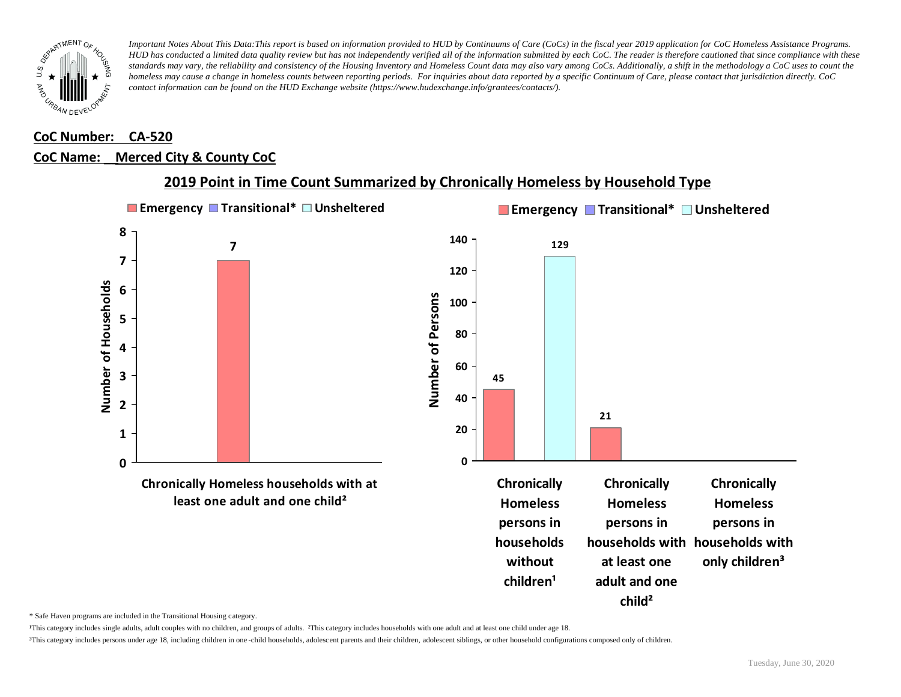*Important Notes About This Data: This report is based on information provided to HUD by Continuums of Care (CoCs) in the fiscal year 2019 application for CoC Homeless Assistance Programs. HUD has conducted a limited data quality review but has not independently verified all of the information submitted by each CoC. The reader is therefore cautioned that since compliance with these standards may vary, the reliability and consistency of the Housing Inventory and Homeless Count data may also vary among CoCs. Additionally, a shift in the methodology a CoC uses to count the homeless may cause a change in homeless counts between reporting periods. For inquiries about data reported by a specific Continuum of Care, please contact that jurisdiction directly. CoC contact information can be found on the HUD Exchange website (https://www.hudexchange.info/grantees/contacts/).*

**CoC Number: CA-520**

**CoC Name: Merced City & County CoC**

## 2019 Point in Time Count Summarized by Chronically Homeless by Household Type

**Number of Households**

| | Emergency | Transitional* | Unsheltered |
|---|---|---|---|
| Chronically Homeless households with at least one adult and one child² | 7 | | |

**Number of Persons**

| | Emergency | Transitional* | Unsheltered |
|---|---|---|---|
| Chronically Homeless persons in households without children¹ | 45 | | 129 |
| Chronically Homeless persons in households with at least one adult and one child² | 21 | | |
| Chronically Homeless persons in households with only children³ | | | |

\* Safe Haven programs are included in the Transitional Housing category.

¹This category includes single adults, adult couples with no children, and groups of adults. ²This category includes households with one adult and at least one child under age 18.

³This category includes persons under age 18, including children in one-child households, adolescent parents and their children, adolescent siblings, or other household configurations composed only of children.

Tuesday, June 30, 2020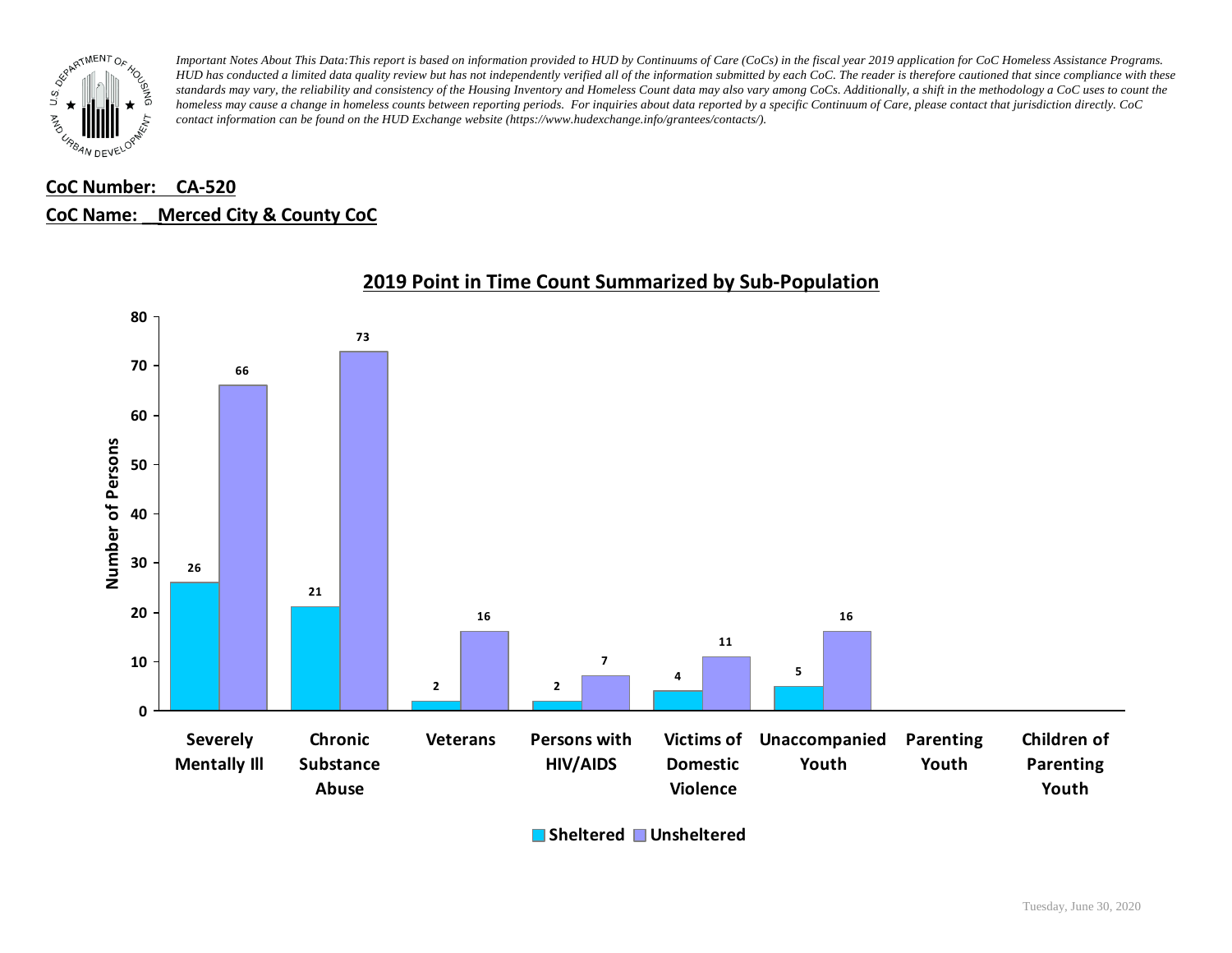*Important Notes About This Data:This report is based on information provided to HUD by Continuums of Care (CoCs) in the fiscal year 2019 application for CoC Homeless Assistance Programs. HUD has conducted a limited data quality review but has not independently verified all of the information submitted by each CoC. The reader is therefore cautioned that since compliance with these standards may vary, the reliability and consistency of the Housing Inventory and Homeless Count data may also vary among CoCs. Additionally, a shift in the methodology a CoC uses to count the homeless may cause a change in homeless counts between reporting periods. For inquiries about data reported by a specific Continuum of Care, please contact that jurisdiction directly. CoC contact information can be found on the HUD Exchange website (https://www.hudexchange.info/grantees/contacts/).*

**CoC Number: CA-520**

**CoC Name: Merced City & County CoC**

## 2019 Point in Time Count Summarized by Sub-Population

Number of Persons

80
70
60
50
40
30
20
10
0

Severely Mentally Ill: 26, 66
Chronic Substance Abuse: 21, 73
Veterans: 2, 16
Persons with HIV/AIDS: 2, 7
Victims of Domestic Violence: 4, 11
Unaccompanied Youth: 5, 16
Parenting Youth
Children of Parenting Youth

Sheltered
Unsheltered

Tuesday, June 30, 2020